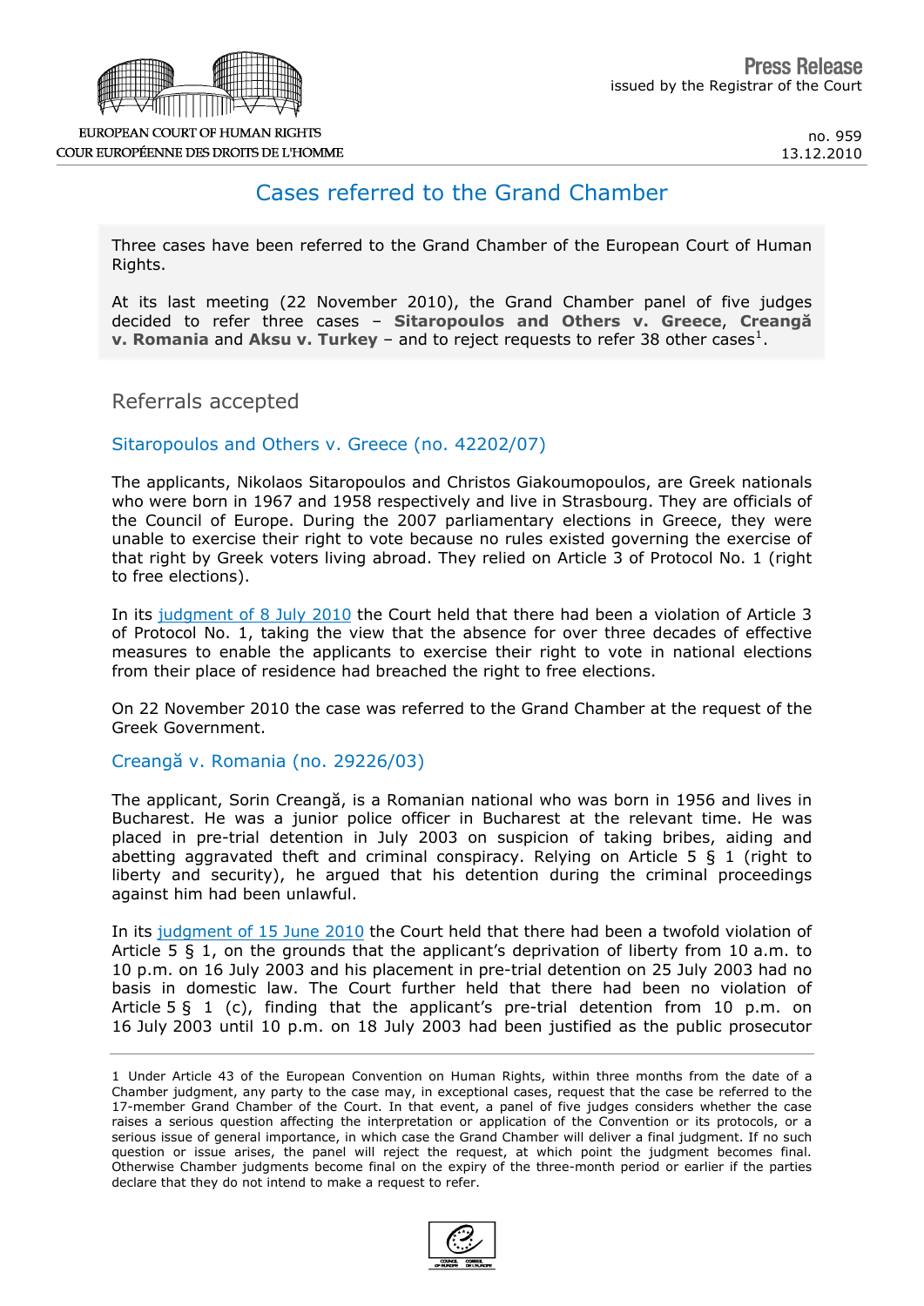EUROPEAN COURT OF HUMAN RIGHTS
COUR EUROPÉENNE DES DROITS DE L'HOMME

**Press Release**
issued by the Registrar of the Court

no. 959
13.12.2010

# Cases referred to the Grand Chamber

Three cases have been referred to the Grand Chamber of the European Court of Human Rights.

At its last meeting (22 November 2010), the Grand Chamber panel of five judges decided to refer three cases – **Sitaropoulos and Others v. Greece**, **Creangă v. Romania** and **Aksu v. Turkey** – and to reject requests to refer 38 other cases[1].

## Referrals accepted

### Sitaropoulos and Others v. Greece (no. 42202/07)

The applicants, Nikolaos Sitaropoulos and Christos Giakoumopoulos, are Greek nationals who were born in 1967 and 1958 respectively and live in Strasbourg. They are officials of the Council of Europe. During the 2007 parliamentary elections in Greece, they were unable to exercise their right to vote because no rules existed governing the exercise of that right by Greek voters living abroad. They relied on Article 3 of Protocol No. 1 (right to free elections).

In its judgment of 8 July 2010 the Court held that there had been a violation of Article 3 of Protocol No. 1, taking the view that the absence for over three decades of effective measures to enable the applicants to exercise their right to vote in national elections from their place of residence had breached the right to free elections.

On 22 November 2010 the case was referred to the Grand Chamber at the request of the Greek Government.

### Creangă v. Romania (no. 29226/03)

The applicant, Sorin Creangă, is a Romanian national who was born in 1956 and lives in Bucharest. He was a junior police officer in Bucharest at the relevant time. He was placed in pre-trial detention in July 2003 on suspicion of taking bribes, aiding and abetting aggravated theft and criminal conspiracy. Relying on Article 5 § 1 (right to liberty and security), he argued that his detention during the criminal proceedings against him had been unlawful.

In its judgment of 15 June 2010 the Court held that there had been a twofold violation of Article 5 § 1, on the grounds that the applicant's deprivation of liberty from 10 a.m. to 10 p.m. on 16 July 2003 and his placement in pre-trial detention on 25 July 2003 had no basis in domestic law. The Court further held that there had been no violation of Article 5 § 1 (c), finding that the applicant's pre-trial detention from 10 p.m. on 16 July 2003 until 10 p.m. on 18 July 2003 had been justified as the public prosecutor

---

1 Under Article 43 of the European Convention on Human Rights, within three months from the date of a Chamber judgment, any party to the case may, in exceptional cases, request that the case be referred to the 17-member Grand Chamber of the Court. In that event, a panel of five judges considers whether the case raises a serious question affecting the interpretation or application of the Convention or its protocols, or a serious issue of general importance, in which case the Grand Chamber will deliver a final judgment. If no such question or issue arises, the panel will reject the request, at which point the judgment becomes final. Otherwise Chamber judgments become final on the expiry of the three-month period or earlier if the parties declare that they do not intend to make a request to refer.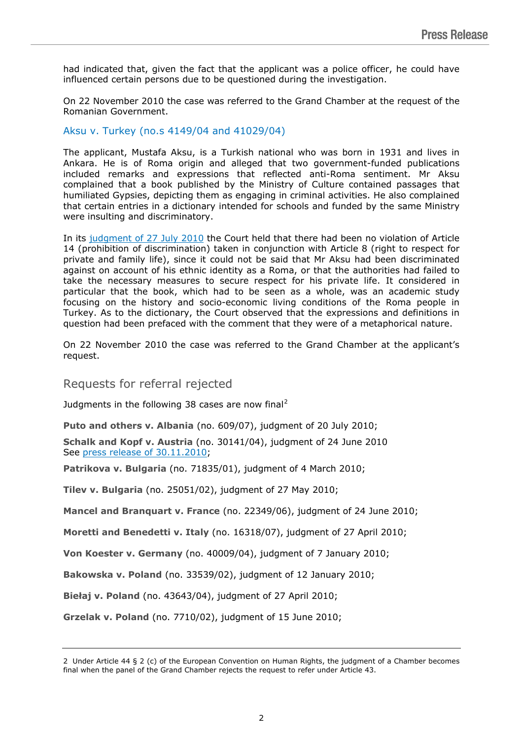had indicated that, given the fact that the applicant was a police officer, he could have influenced certain persons due to be questioned during the investigation.

On 22 November 2010 the case was referred to the Grand Chamber at the request of the Romanian Government.

### Aksu v. Turkey (no.s 4149/04 and 41029/04)

The applicant, Mustafa Aksu, is a Turkish national who was born in 1931 and lives in Ankara. He is of Roma origin and alleged that two government-funded publications included remarks and expressions that reflected anti-Roma sentiment. Mr Aksu complained that a book published by the Ministry of Culture contained passages that humiliated Gypsies, depicting them as engaging in criminal activities. He also complained that certain entries in a dictionary intended for schools and funded by the same Ministry were insulting and discriminatory.

In its judgment of 27 July 2010 the Court held that there had been no violation of Article 14 (prohibition of discrimination) taken in conjunction with Article 8 (right to respect for private and family life), since it could not be said that Mr Aksu had been discriminated against on account of his ethnic identity as a Roma, or that the authorities had failed to take the necessary measures to secure respect for his private life. It considered in particular that the book, which had to be seen as a whole, was an academic study focusing on the history and socio-economic living conditions of the Roma people in Turkey. As to the dictionary, the Court observed that the expressions and definitions in question had been prefaced with the comment that they were of a metaphorical nature.

On 22 November 2010 the case was referred to the Grand Chamber at the applicant's request.

## Requests for referral rejected

Judgments in the following 38 cases are now final[2]

**Puto and others v. Albania** (no. 609/07), judgment of 20 July 2010;

**Schalk and Kopf v. Austria** (no. 30141/04), judgment of 24 June 2010
See press release of 30.11.2010;

**Patrikova v. Bulgaria** (no. 71835/01), judgment of 4 March 2010;

**Tilev v. Bulgaria** (no. 25051/02), judgment of 27 May 2010;

**Mancel and Branquart v. France** (no. 22349/06), judgment of 24 June 2010;

**Moretti and Benedetti v. Italy** (no. 16318/07), judgment of 27 April 2010;

**Von Koester v. Germany** (no. 40009/04), judgment of 7 January 2010;

**Bakowska v. Poland** (no. 33539/02), judgment of 12 January 2010;

**Biełaj v. Poland** (no. 43643/04), judgment of 27 April 2010;

**Grzelak v. Poland** (no. 7710/02), judgment of 15 June 2010;

2 Under Article 44 § 2 (c) of the European Convention on Human Rights, the judgment of a Chamber becomes final when the panel of the Grand Chamber rejects the request to refer under Article 43.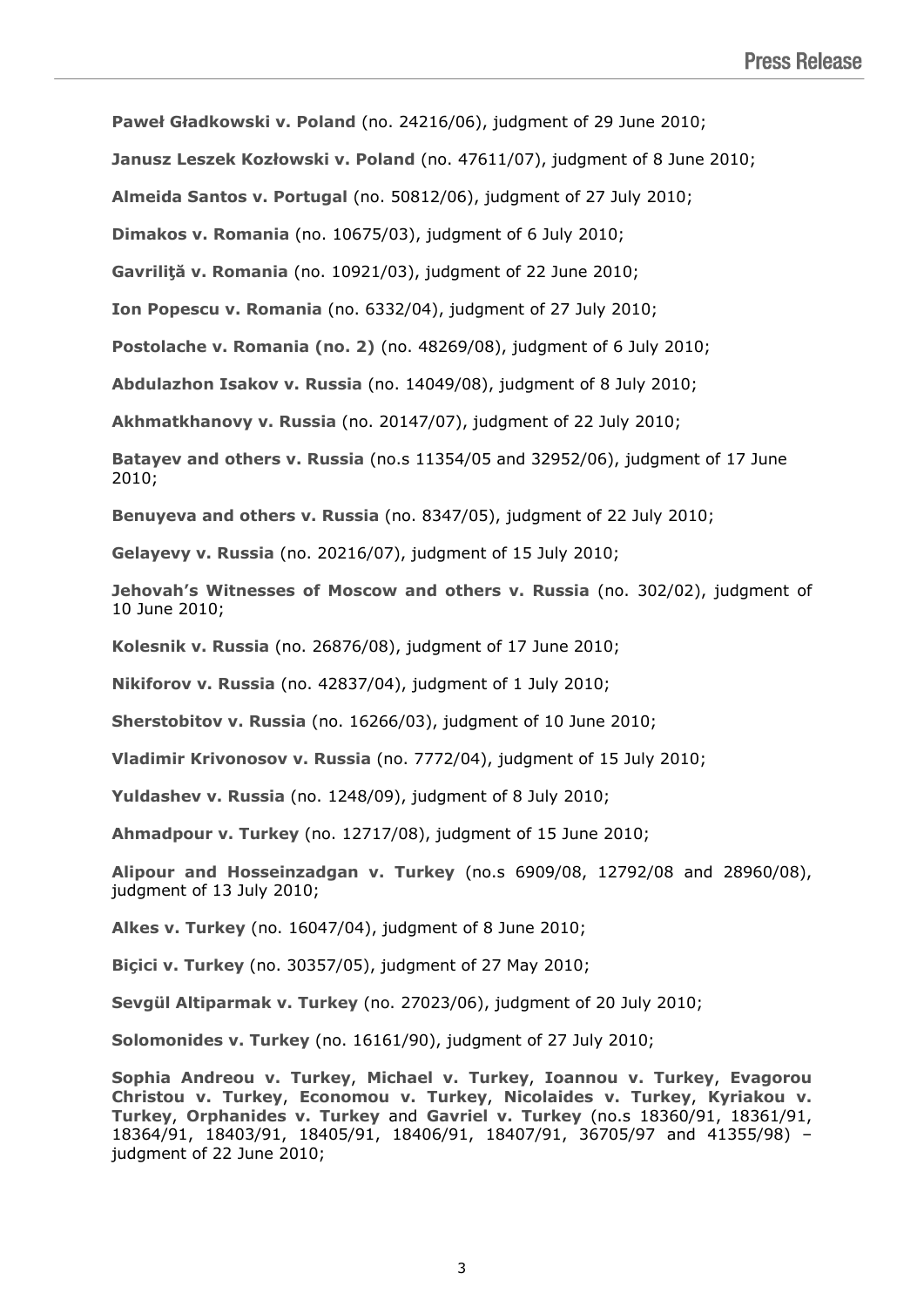**Paweł Gładkowski v. Poland** (no. 24216/06), judgment of 29 June 2010;

**Janusz Leszek Kozłowski v. Poland** (no. 47611/07), judgment of 8 June 2010;

**Almeida Santos v. Portugal** (no. 50812/06), judgment of 27 July 2010;

**Dimakos v. Romania** (no. 10675/03), judgment of 6 July 2010;

**Gavriliţă v. Romania** (no. 10921/03), judgment of 22 June 2010;

**Ion Popescu v. Romania** (no. 6332/04), judgment of 27 July 2010;

**Postolache v. Romania (no. 2)** (no. 48269/08), judgment of 6 July 2010;

**Abdulazhon Isakov v. Russia** (no. 14049/08), judgment of 8 July 2010;

**Akhmatkhanovy v. Russia** (no. 20147/07), judgment of 22 July 2010;

**Batayev and others v. Russia** (no.s 11354/05 and 32952/06), judgment of 17 June 2010;

**Benuyeva and others v. Russia** (no. 8347/05), judgment of 22 July 2010;

**Gelayevy v. Russia** (no. 20216/07), judgment of 15 July 2010;

**Jehovah's Witnesses of Moscow and others v. Russia** (no. 302/02), judgment of 10 June 2010;

**Kolesnik v. Russia** (no. 26876/08), judgment of 17 June 2010;

**Nikiforov v. Russia** (no. 42837/04), judgment of 1 July 2010;

**Sherstobitov v. Russia** (no. 16266/03), judgment of 10 June 2010;

**Vladimir Krivonosov v. Russia** (no. 7772/04), judgment of 15 July 2010;

**Yuldashev v. Russia** (no. 1248/09), judgment of 8 July 2010;

**Ahmadpour v. Turkey** (no. 12717/08), judgment of 15 June 2010;

**Alipour and Hosseinzadgan v. Turkey** (no.s 6909/08, 12792/08 and 28960/08), judgment of 13 July 2010;

**Alkes v. Turkey** (no. 16047/04), judgment of 8 June 2010;

**Biçici v. Turkey** (no. 30357/05), judgment of 27 May 2010;

**Sevgül Altiparmak v. Turkey** (no. 27023/06), judgment of 20 July 2010;

**Solomonides v. Turkey** (no. 16161/90), judgment of 27 July 2010;

**Sophia Andreou v. Turkey**, **Michael v. Turkey**, **Ioannou v. Turkey**, **Evagorou Christou v. Turkey**, **Economou v. Turkey**, **Nicolaides v. Turkey**, **Kyriakou v. Turkey**, **Orphanides v. Turkey** and **Gavriel v. Turkey** (no.s 18360/91, 18361/91, 18364/91, 18403/91, 18405/91, 18406/91, 18407/91, 36705/97 and 41355/98) – judgment of 22 June 2010;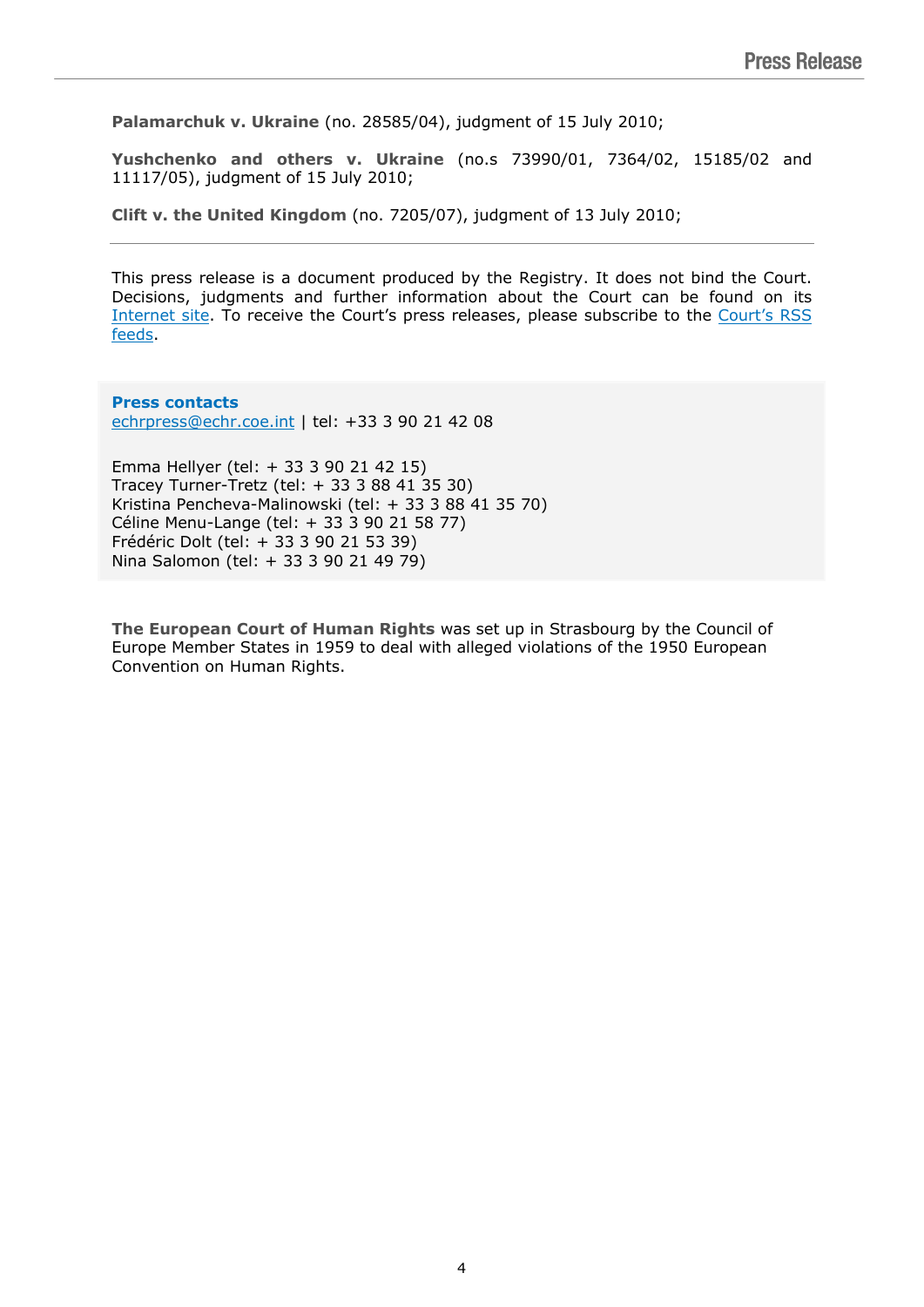**Palamarchuk v. Ukraine** (no. 28585/04), judgment of 15 July 2010;

**Yushchenko and others v. Ukraine** (no.s 73990/01, 7364/02, 15185/02 and 11117/05), judgment of 15 July 2010;

**Clift v. the United Kingdom** (no. 7205/07), judgment of 13 July 2010;

---

This press release is a document produced by the Registry. It does not bind the Court. Decisions, judgments and further information about the Court can be found on its Internet site. To receive the Court's press releases, please subscribe to the Court's RSS feeds.

**Press contacts**
echrpress@echr.coe.int | tel: +33 3 90 21 42 08

Emma Hellyer (tel: + 33 3 90 21 42 15)
Tracey Turner-Tretz (tel: + 33 3 88 41 35 30)
Kristina Pencheva-Malinowski (tel: + 33 3 88 41 35 70)
Céline Menu-Lange (tel: + 33 3 90 21 58 77)
Frédéric Dolt (tel: + 33 3 90 21 53 39)
Nina Salomon (tel: + 33 3 90 21 49 79)

**The European Court of Human Rights** was set up in Strasbourg by the Council of Europe Member States in 1959 to deal with alleged violations of the 1950 European Convention on Human Rights.